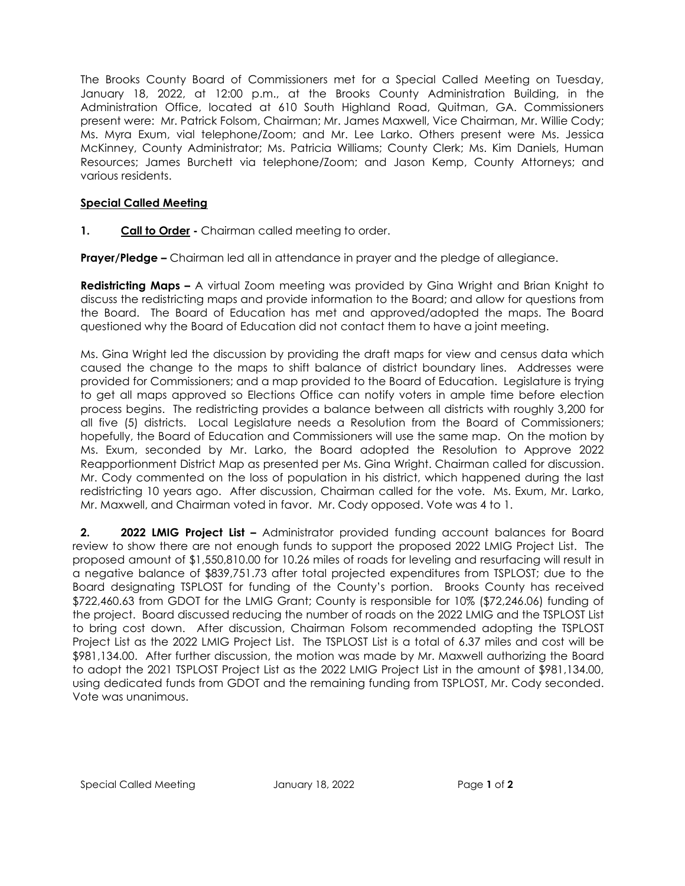The Brooks County Board of Commissioners met for a Special Called Meeting on Tuesday, January 18, 2022, at 12:00 p.m., at the Brooks County Administration Building, in the Administration Office, located at 610 South Highland Road, Quitman, GA. Commissioners present were: Mr. Patrick Folsom, Chairman; Mr. James Maxwell, Vice Chairman, Mr. Willie Cody; Ms. Myra Exum, vial telephone/Zoom; and Mr. Lee Larko. Others present were Ms. Jessica McKinney, County Administrator; Ms. Patricia Williams; County Clerk; Ms. Kim Daniels, Human Resources; James Burchett via telephone/Zoom; and Jason Kemp, County Attorneys; and various residents.

## Special Called Meeting

**1. Call to Order -** Chairman called meeting to order.

**Prayer/Pledge –** Chairman led all in attendance in prayer and the pledge of allegiance.

**Redistricting Maps –** A virtual Zoom meeting was provided by Gina Wright and Brian Knight to discuss the redistricting maps and provide information to the Board; and allow for questions from the Board. The Board of Education has met and approved/adopted the maps. The Board questioned why the Board of Education did not contact them to have a joint meeting.

Ms. Gina Wright led the discussion by providing the draft maps for view and census data which caused the change to the maps to shift balance of district boundary lines. Addresses were provided for Commissioners; and a map provided to the Board of Education. Legislature is trying to get all maps approved so Elections Office can notify voters in ample time before election process begins. The redistricting provides a balance between all districts with roughly 3,200 for all five (5) districts. Local Legislature needs a Resolution from the Board of Commissioners; hopefully, the Board of Education and Commissioners will use the same map. On the motion by Ms. Exum, seconded by Mr. Larko, the Board adopted the Resolution to Approve 2022 Reapportionment District Map as presented per Ms. Gina Wright. Chairman called for discussion. Mr. Cody commented on the loss of population in his district, which happened during the last redistricting 10 years ago. After discussion, Chairman called for the vote. Ms. Exum, Mr. Larko, Mr. Maxwell, and Chairman voted in favor. Mr. Cody opposed. Vote was 4 to 1.

**2. 2022 LMIG Project List –** Administrator provided funding account balances for Board review to show there are not enough funds to support the proposed 2022 LMIG Project List. The proposed amount of $1,550,810.00 for 10.26 miles of roads for leveling and resurfacing will result in a negative balance of $839,751.73 after total projected expenditures from TSPLOST; due to the Board designating TSPLOST for funding of the County's portion. Brooks County has received $722,460.63 from GDOT for the LMIG Grant; County is responsible for 10% ($72,246.06) funding of the project. Board discussed reducing the number of roads on the 2022 LMIG and the TSPLOST List to bring cost down. After discussion, Chairman Folsom recommended adopting the TSPLOST Project List as the 2022 LMIG Project List. The TSPLOST List is a total of 6.37 miles and cost will be $981,134.00. After further discussion, the motion was made by Mr. Maxwell authorizing the Board to adopt the 2021 TSPLOST Project List as the 2022 LMIG Project List in the amount of $981,134.00, using dedicated funds from GDOT and the remaining funding from TSPLOST, Mr. Cody seconded. Vote was unanimous.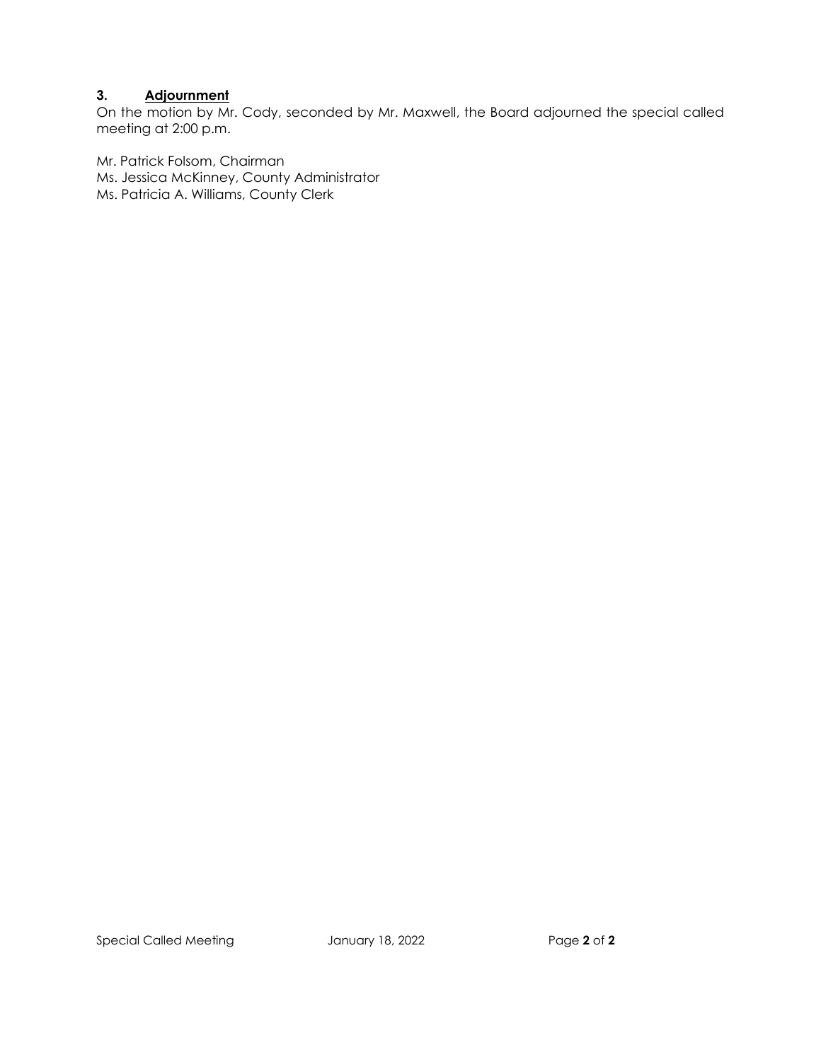## 3. Adjournment

On the motion by Mr. Cody, seconded by Mr. Maxwell, the Board adjourned the special called meeting at 2:00 p.m.

Mr. Patrick Folsom, Chairman
Ms. Jessica McKinney, County Administrator
Ms. Patricia A. Williams, County Clerk